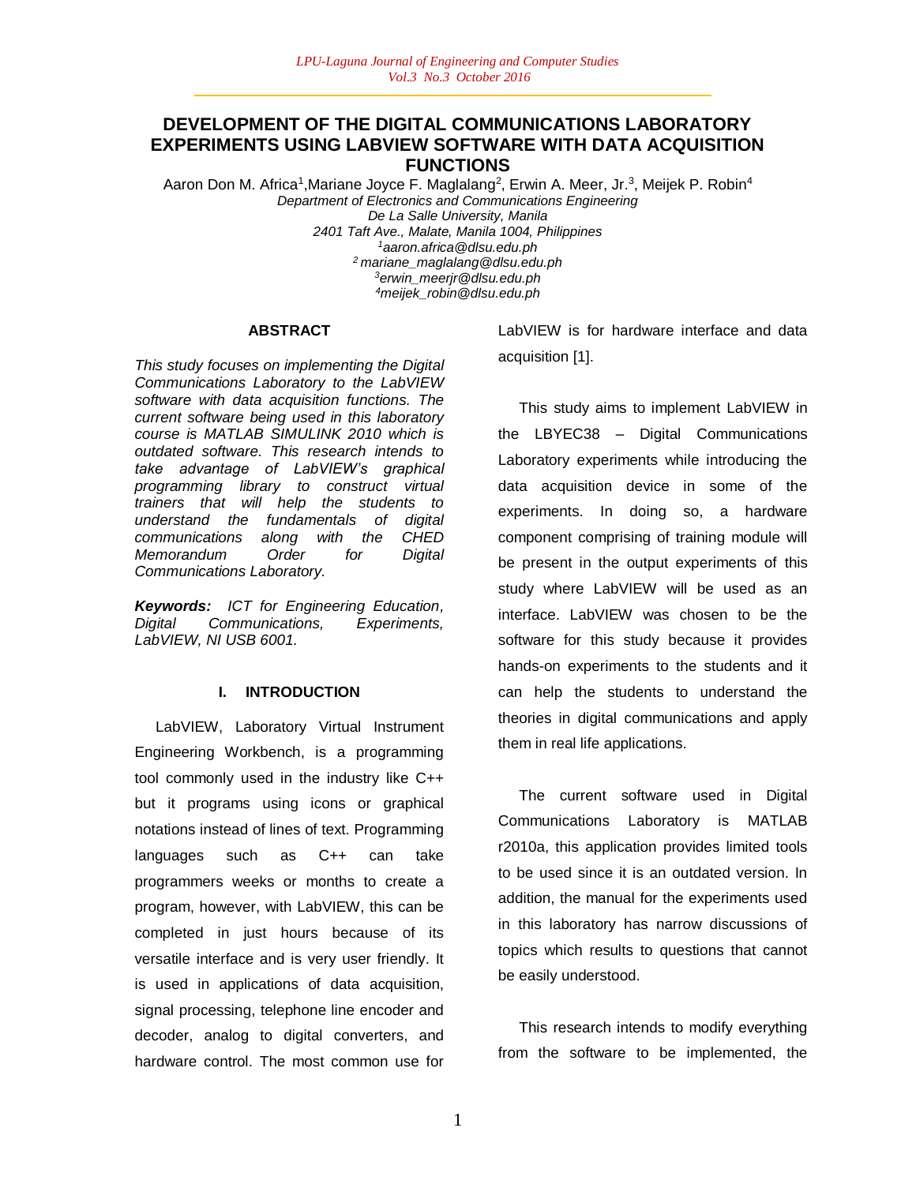# DEVELOPMENT OF THE DIGITAL COMMUNICATIONS LABORATORY EXPERIMENTS USING LABVIEW SOFTWARE WITH DATA ACQUISITION FUNCTIONS

Aaron Don M. Africa[1], Mariane Joyce F. Maglalang[2], Erwin A. Meer, Jr.[3], Meijek P. Robin[4]

*Department of Electronics and Communications Engineering*
*De La Salle University, Manila*
*2401 Taft Ave., Malate, Manila 1004, Philippines*
*[1]aaron.africa@dlsu.edu.ph*
*[2]mariane_maglalang@dlsu.edu.ph*
*[3]erwin_meerjr@dlsu.edu.ph*
*[4]meijek_robin@dlsu.edu.ph*

## ABSTRACT

*This study focuses on implementing the Digital Communications Laboratory to the LabVIEW software with data acquisition functions. The current software being used in this laboratory course is MATLAB SIMULINK 2010 which is outdated software. This research intends to take advantage of LabVIEW's graphical programming library to construct virtual trainers that will help the students to understand the fundamentals of digital communications along with the CHED Memorandum Order for Digital Communications Laboratory.*

***Keywords:*** *ICT for Engineering Education, Digital Communications, Experiments, LabVIEW, NI USB 6001.*

## I. INTRODUCTION

LabVIEW, Laboratory Virtual Instrument Engineering Workbench, is a programming tool commonly used in the industry like C++ but it programs using icons or graphical notations instead of lines of text. Programming languages such as C++ can take programmers weeks or months to create a program, however, with LabVIEW, this can be completed in just hours because of its versatile interface and is very user friendly. It is used in applications of data acquisition, signal processing, telephone line encoder and decoder, analog to digital converters, and hardware control. The most common use for LabVIEW is for hardware interface and data acquisition [1].

This study aims to implement LabVIEW in the LBYEC38 – Digital Communications Laboratory experiments while introducing the data acquisition device in some of the experiments. In doing so, a hardware component comprising of training module will be present in the output experiments of this study where LabVIEW will be used as an interface. LabVIEW was chosen to be the software for this study because it provides hands-on experiments to the students and it can help the students to understand the theories in digital communications and apply them in real life applications.

The current software used in Digital Communications Laboratory is MATLAB r2010a, this application provides limited tools to be used since it is an outdated version. In addition, the manual for the experiments used in this laboratory has narrow discussions of topics which results to questions that cannot be easily understood.

This research intends to modify everything from the software to be implemented, the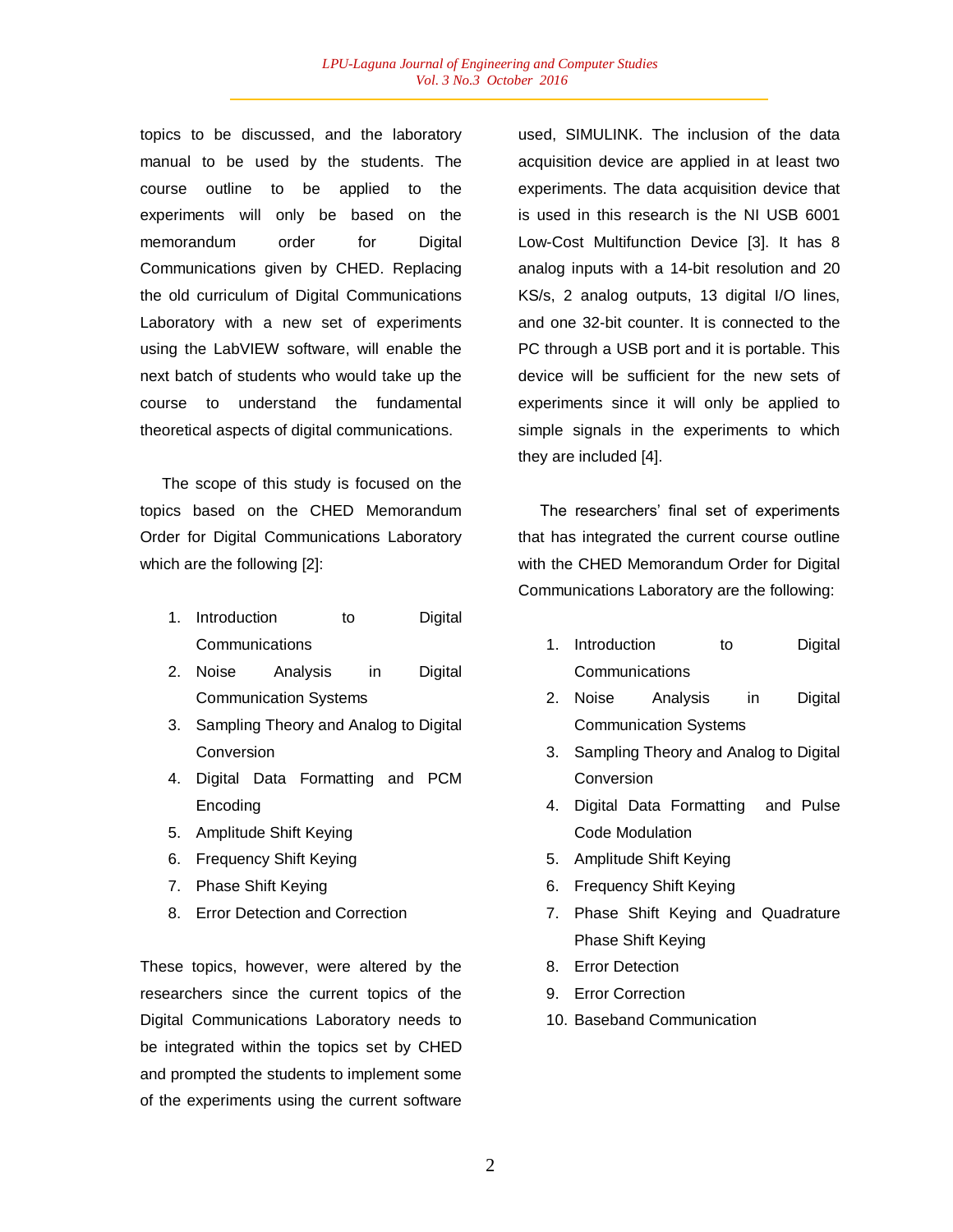topics to be discussed, and the laboratory manual to be used by the students. The course outline to be applied to the experiments will only be based on the memorandum order for Digital Communications given by CHED. Replacing the old curriculum of Digital Communications Laboratory with a new set of experiments using the LabVIEW software, will enable the next batch of students who would take up the course to understand the fundamental theoretical aspects of digital communications.

The scope of this study is focused on the topics based on the CHED Memorandum Order for Digital Communications Laboratory which are the following [2]:

1. Introduction to Digital Communications
2. Noise Analysis in Digital Communication Systems
3. Sampling Theory and Analog to Digital Conversion
4. Digital Data Formatting and PCM Encoding
5. Amplitude Shift Keying
6. Frequency Shift Keying
7. Phase Shift Keying
8. Error Detection and Correction

These topics, however, were altered by the researchers since the current topics of the Digital Communications Laboratory needs to be integrated within the topics set by CHED and prompted the students to implement some of the experiments using the current software used, SIMULINK. The inclusion of the data acquisition device are applied in at least two experiments. The data acquisition device that is used in this research is the NI USB 6001 Low-Cost Multifunction Device [3]. It has 8 analog inputs with a 14-bit resolution and 20 KS/s, 2 analog outputs, 13 digital I/O lines, and one 32-bit counter. It is connected to the PC through a USB port and it is portable. This device will be sufficient for the new sets of experiments since it will only be applied to simple signals in the experiments to which they are included [4].

The researchers' final set of experiments that has integrated the current course outline with the CHED Memorandum Order for Digital Communications Laboratory are the following:

1. Introduction to Digital Communications
2. Noise Analysis in Digital Communication Systems
3. Sampling Theory and Analog to Digital Conversion
4. Digital Data Formatting and Pulse Code Modulation
5. Amplitude Shift Keying
6. Frequency Shift Keying
7. Phase Shift Keying and Quadrature Phase Shift Keying
8. Error Detection
9. Error Correction
10. Baseband Communication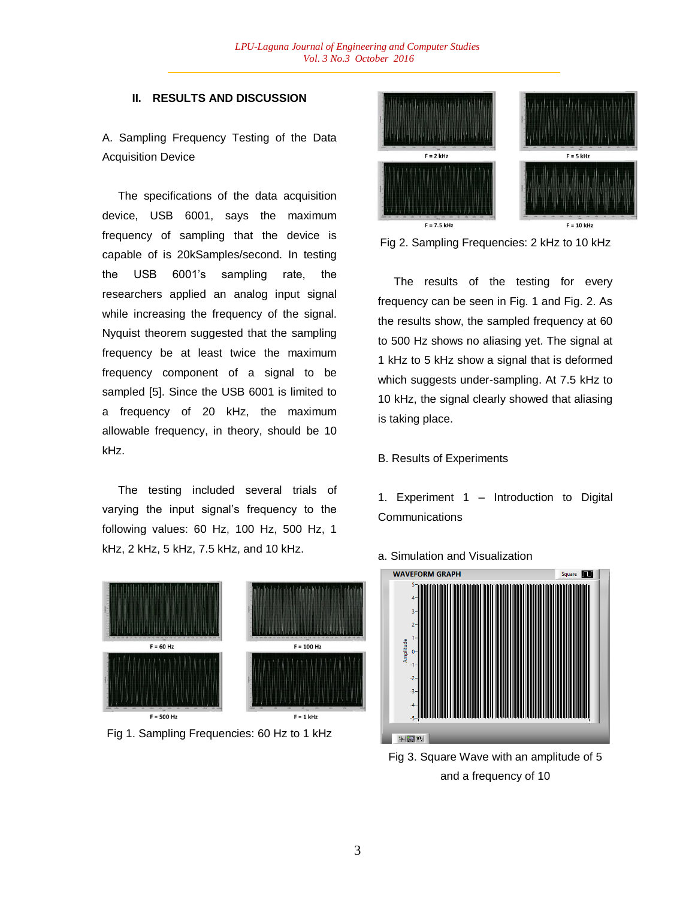## II. RESULTS AND DISCUSSION

A. Sampling Frequency Testing of the Data Acquisition Device

The specifications of the data acquisition device, USB 6001, says the maximum frequency of sampling that the device is capable of is 20kSamples/second. In testing the USB 6001's sampling rate, the researchers applied an analog input signal while increasing the frequency of the signal. Nyquist theorem suggested that the sampling frequency be at least twice the maximum frequency component of a signal to be sampled [5]. Since the USB 6001 is limited to a frequency of 20 kHz, the maximum allowable frequency, in theory, should be 10 kHz.

The testing included several trials of varying the input signal's frequency to the following values: 60 Hz, 100 Hz, 500 Hz, 1 kHz, 2 kHz, 5 kHz, 7.5 kHz, and 10 kHz.

F = 60 Hz F = 100 Hz F = 500 Hz F = 1 kHz

Fig 1. Sampling Frequencies: 60 Hz to 1 kHz

F = 2 kHz F = 5 kHz F = 7.5 kHz F = 10 kHz

Fig 2. Sampling Frequencies: 2 kHz to 10 kHz

The results of the testing for every frequency can be seen in Fig. 1 and Fig. 2. As the results show, the sampled frequency at 60 to 500 Hz shows no aliasing yet. The signal at 1 kHz to 5 kHz show a signal that is deformed which suggests under-sampling. At 7.5 kHz to 10 kHz, the signal clearly showed that aliasing is taking place.

B. Results of Experiments

1. Experiment 1 – Introduction to Digital Communications

a. Simulation and Visualization

Fig 3. Square Wave with an amplitude of 5 and a frequency of 10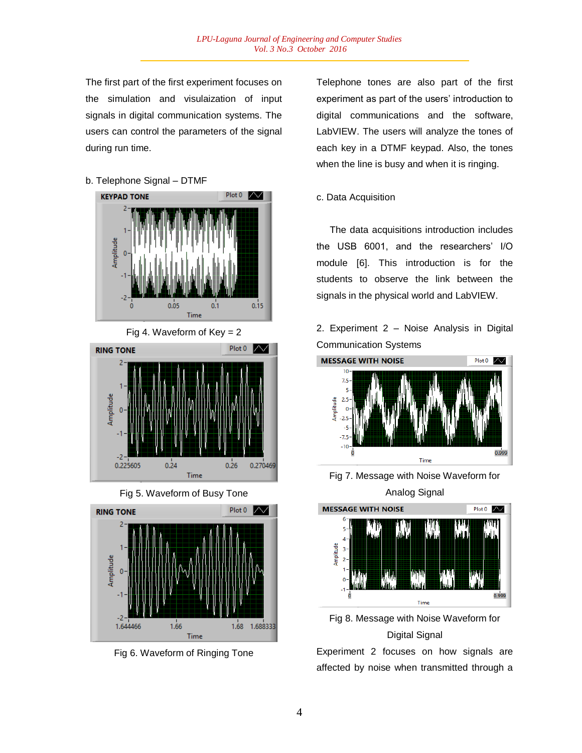The first part of the first experiment focuses on the simulation and visulaization of input signals in digital communication systems. The users can control the parameters of the signal during run time.

b. Telephone Signal – DTMF

Fig 4. Waveform of Key = 2

Fig 5. Waveform of Busy Tone

Fig 6. Waveform of Ringing Tone

Telephone tones are also part of the first experiment as part of the users' introduction to digital communications and the software, LabVIEW. The users will analyze the tones of each key in a DTMF keypad. Also, the tones when the line is busy and when it is ringing.

c. Data Acquisition

The data acquisitions introduction includes the USB 6001, and the researchers' I/O module [6]. This introduction is for the students to observe the link between the signals in the physical world and LabVIEW.

2. Experiment 2 – Noise Analysis in Digital Communication Systems

Fig 7. Message with Noise Waveform for Analog Signal

Fig 8. Message with Noise Waveform for Digital Signal

Experiment 2 focuses on how signals are affected by noise when transmitted through a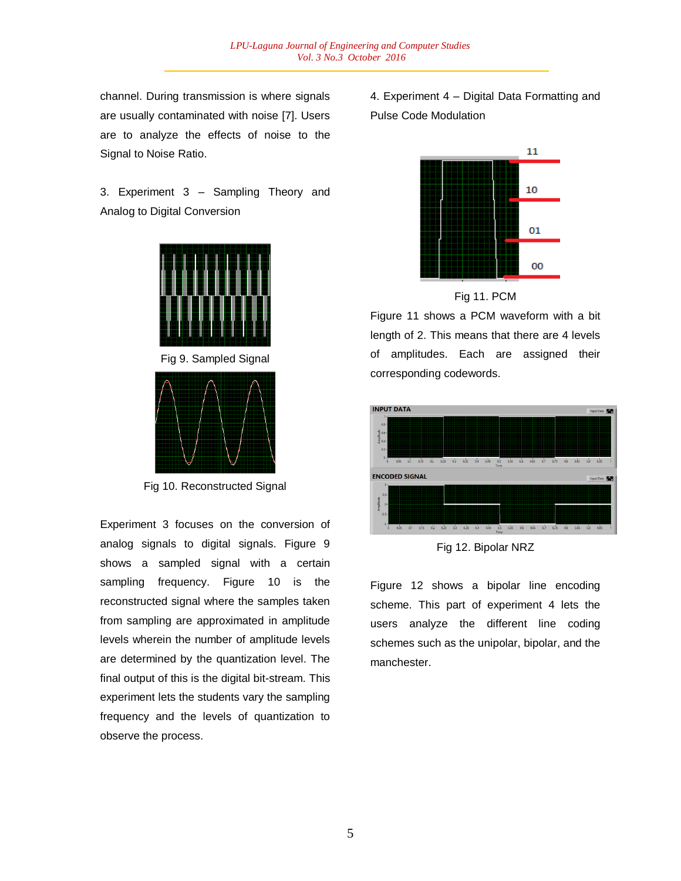channel. During transmission is where signals are usually contaminated with noise [7]. Users are to analyze the effects of noise to the Signal to Noise Ratio.

3. Experiment 3 – Sampling Theory and Analog to Digital Conversion

Fig 9. Sampled Signal

Fig 10. Reconstructed Signal

Experiment 3 focuses on the conversion of analog signals to digital signals. Figure 9 shows a sampled signal with a certain sampling frequency. Figure 10 is the reconstructed signal where the samples taken from sampling are approximated in amplitude levels wherein the number of amplitude levels are determined by the quantization level. The final output of this is the digital bit-stream. This experiment lets the students vary the sampling frequency and the levels of quantization to observe the process.

4. Experiment 4 – Digital Data Formatting and Pulse Code Modulation

Fig 11. PCM

Figure 11 shows a PCM waveform with a bit length of 2. This means that there are 4 levels of amplitudes. Each are assigned their corresponding codewords.

Fig 12. Bipolar NRZ

Figure 12 shows a bipolar line encoding scheme. This part of experiment 4 lets the users analyze the different line coding schemes such as the unipolar, bipolar, and the manchester.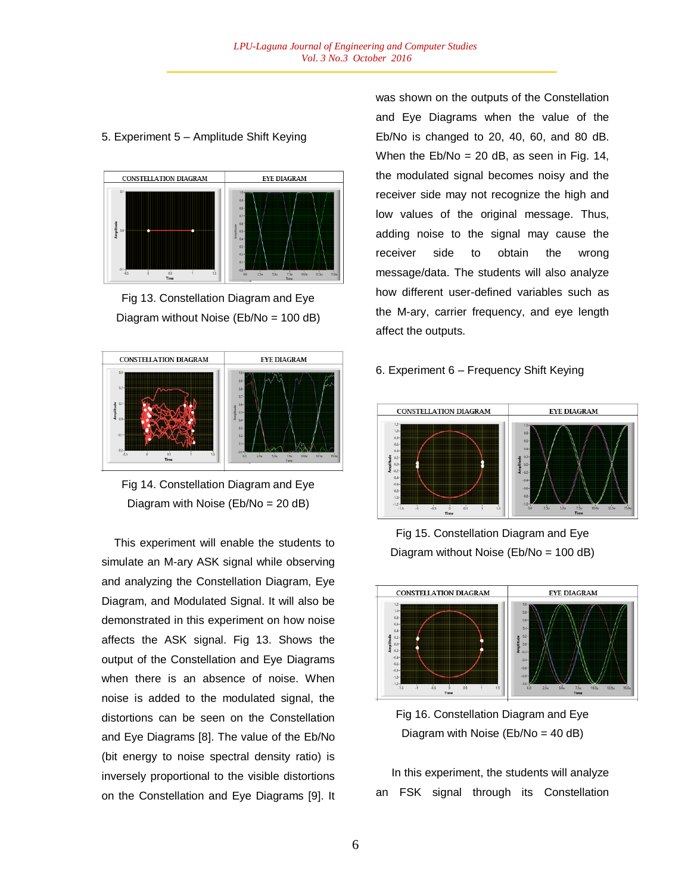5. Experiment 5 – Amplitude Shift Keying

Fig 13. Constellation Diagram and Eye Diagram without Noise (Eb/No = 100 dB)

Fig 14. Constellation Diagram and Eye Diagram with Noise (Eb/No = 20 dB)

This experiment will enable the students to simulate an M-ary ASK signal while observing and analyzing the Constellation Diagram, Eye Diagram, and Modulated Signal. It will also be demonstrated in this experiment on how noise affects the ASK signal. Fig 13. Shows the output of the Constellation and Eye Diagrams when there is an absence of noise. When noise is added to the modulated signal, the distortions can be seen on the Constellation and Eye Diagrams [8]. The value of the Eb/No (bit energy to noise spectral density ratio) is inversely proportional to the visible distortions on the Constellation and Eye Diagrams [9]. It was shown on the outputs of the Constellation and Eye Diagrams when the value of the Eb/No is changed to 20, 40, 60, and 80 dB. When the Eb/No = 20 dB, as seen in Fig. 14, the modulated signal becomes noisy and the receiver side may not recognize the high and low values of the original message. Thus, adding noise to the signal may cause the receiver side to obtain the wrong message/data. The students will also analyze how different user-defined variables such as the M-ary, carrier frequency, and eye length affect the outputs.

6. Experiment 6 – Frequency Shift Keying

Fig 15. Constellation Diagram and Eye Diagram without Noise (Eb/No = 100 dB)

Fig 16. Constellation Diagram and Eye Diagram with Noise (Eb/No = 40 dB)

In this experiment, the students will analyze an FSK signal through its Constellation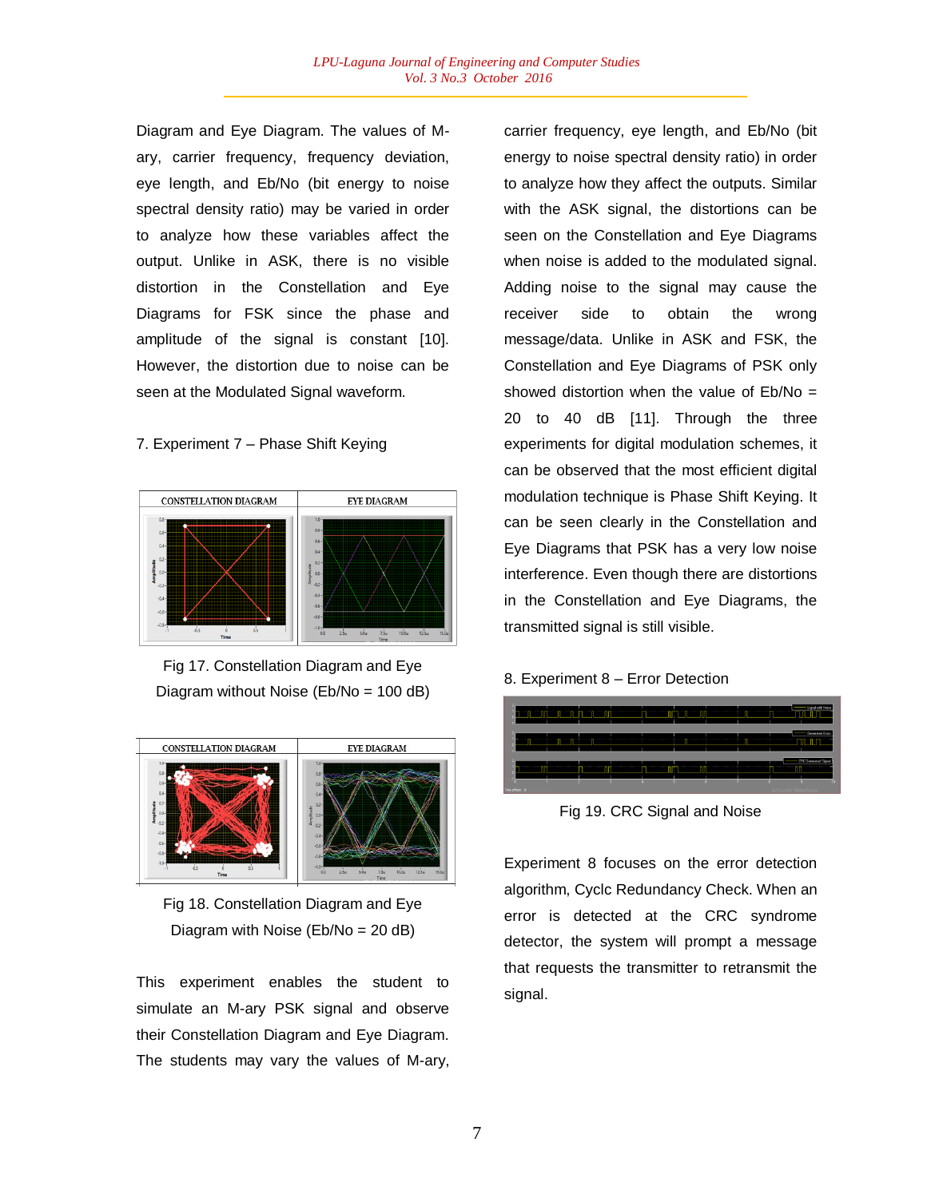Diagram and Eye Diagram. The values of M-ary, carrier frequency, frequency deviation, eye length, and Eb/No (bit energy to noise spectral density ratio) may be varied in order to analyze how these variables affect the output. Unlike in ASK, there is no visible distortion in the Constellation and Eye Diagrams for FSK since the phase and amplitude of the signal is constant [10]. However, the distortion due to noise can be seen at the Modulated Signal waveform.

7. Experiment 7 – Phase Shift Keying

Fig 17. Constellation Diagram and Eye Diagram without Noise (Eb/No = 100 dB)

Fig 18. Constellation Diagram and Eye Diagram with Noise (Eb/No = 20 dB)

This experiment enables the student to simulate an M-ary PSK signal and observe their Constellation Diagram and Eye Diagram. The students may vary the values of M-ary, carrier frequency, eye length, and Eb/No (bit energy to noise spectral density ratio) in order to analyze how they affect the outputs. Similar with the ASK signal, the distortions can be seen on the Constellation and Eye Diagrams when noise is added to the modulated signal. Adding noise to the signal may cause the receiver side to obtain the wrong message/data. Unlike in ASK and FSK, the Constellation and Eye Diagrams of PSK only showed distortion when the value of Eb/No = 20 to 40 dB [11]. Through the three experiments for digital modulation schemes, it can be observed that the most efficient digital modulation technique is Phase Shift Keying. It can be seen clearly in the Constellation and Eye Diagrams that PSK has a very low noise interference. Even though there are distortions in the Constellation and Eye Diagrams, the transmitted signal is still visible.

8. Experiment 8 – Error Detection

Fig 19. CRC Signal and Noise

Experiment 8 focuses on the error detection algorithm, Cyclc Redundancy Check. When an error is detected at the CRC syndrome detector, the system will prompt a message that requests the transmitter to retransmit the signal.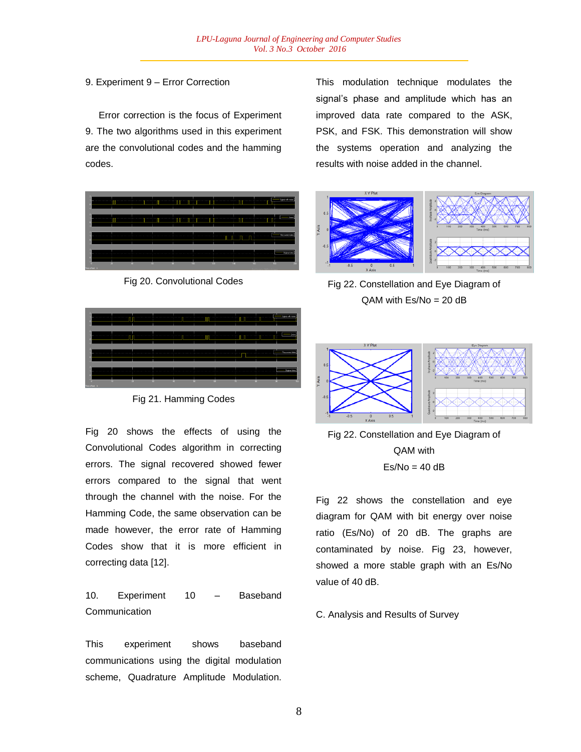9. Experiment 9 – Error Correction

Error correction is the focus of Experiment 9. The two algorithms used in this experiment are the convolutional codes and the hamming codes.

Fig 20. Convolutional Codes

Fig 21. Hamming Codes

Fig 20 shows the effects of using the Convolutional Codes algorithm in correcting errors. The signal recovered showed fewer errors compared to the signal that went through the channel with the noise. For the Hamming Code, the same observation can be made however, the error rate of Hamming Codes show that it is more efficient in correcting data [12].

10. Experiment 10 – Baseband Communication

This experiment shows baseband communications using the digital modulation scheme, Quadrature Amplitude Modulation. This modulation technique modulates the signal's phase and amplitude which has an improved data rate compared to the ASK, PSK, and FSK. This demonstration will show the systems operation and analyzing the results with noise added in the channel.

Fig 22. Constellation and Eye Diagram of QAM with Es/No = 20 dB

Fig 22. Constellation and Eye Diagram of QAM with Es/No = 40 dB

Fig 22 shows the constellation and eye diagram for QAM with bit energy over noise ratio (Es/No) of 20 dB. The graphs are contaminated by noise. Fig 23, however, showed a more stable graph with an Es/No value of 40 dB.

C. Analysis and Results of Survey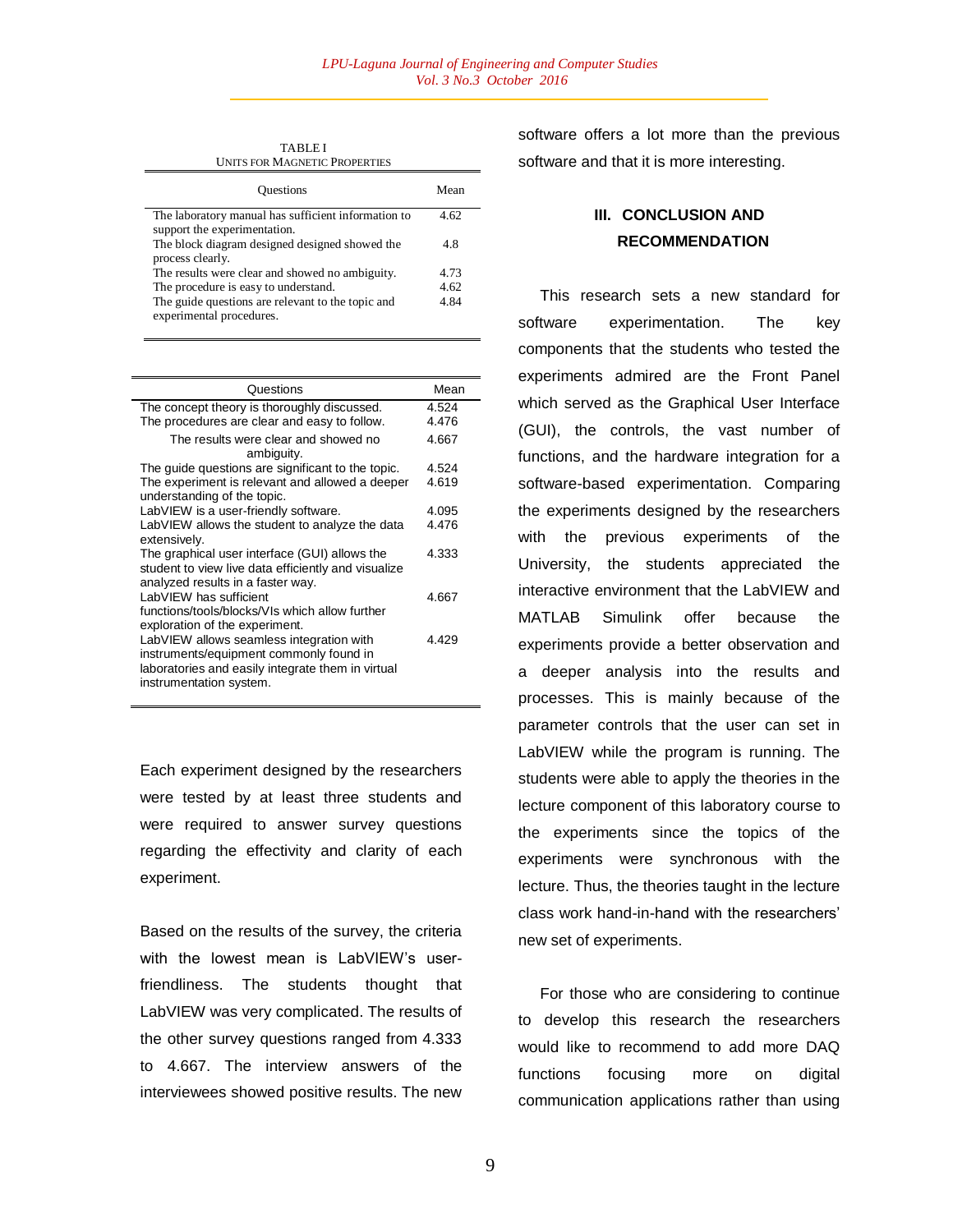TABLE I
UNITS FOR MAGNETIC PROPERTIES

| Questions | Mean |
|---|---|
| The laboratory manual has sufficient information to support the experimentation. | 4.62 |
| The block diagram designed designed showed the process clearly. | 4.8 |
| The results were clear and showed no ambiguity. | 4.73 |
| The procedure is easy to understand. | 4.62 |
| The guide questions are relevant to the topic and experimental procedures. | 4.84 |

| Questions | Mean |
|---|---|
| The concept theory is thoroughly discussed. | 4.524 |
| The procedures are clear and easy to follow. | 4.476 |
| The results were clear and showed no ambiguity. | 4.667 |
| The guide questions are significant to the topic. | 4.524 |
| The experiment is relevant and allowed a deeper understanding of the topic. | 4.619 |
| LabVIEW is a user-friendly software. | 4.095 |
| LabVIEW allows the student to analyze the data extensively. | 4.476 |
| The graphical user interface (GUI) allows the student to view live data efficiently and visualize analyzed results in a faster way. | 4.333 |
| LabVIEW has sufficient functions/tools/blocks/VIs which allow further exploration of the experiment. | 4.667 |
| LabVIEW allows seamless integration with instruments/equipment commonly found in laboratories and easily integrate them in virtual instrumentation system. | 4.429 |

Each experiment designed by the researchers were tested by at least three students and were required to answer survey questions regarding the effectivity and clarity of each experiment.

Based on the results of the survey, the criteria with the lowest mean is LabVIEW's user-friendliness. The students thought that LabVIEW was very complicated. The results of the other survey questions ranged from 4.333 to 4.667. The interview answers of the interviewees showed positive results. The new software offers a lot more than the previous software and that it is more interesting.

## III. CONCLUSION AND RECOMMENDATION

This research sets a new standard for software experimentation. The key components that the students who tested the experiments admired are the Front Panel which served as the Graphical User Interface (GUI), the controls, the vast number of functions, and the hardware integration for a software-based experimentation. Comparing the experiments designed by the researchers with the previous experiments of the University, the students appreciated the interactive environment that the LabVIEW and MATLAB Simulink offer because the experiments provide a better observation and a deeper analysis into the results and processes. This is mainly because of the parameter controls that the user can set in LabVIEW while the program is running. The students were able to apply the theories in the lecture component of this laboratory course to the experiments since the topics of the experiments were synchronous with the lecture. Thus, the theories taught in the lecture class work hand-in-hand with the researchers' new set of experiments.

For those who are considering to continue to develop this research the researchers would like to recommend to add more DAQ functions focusing more on digital communication applications rather than using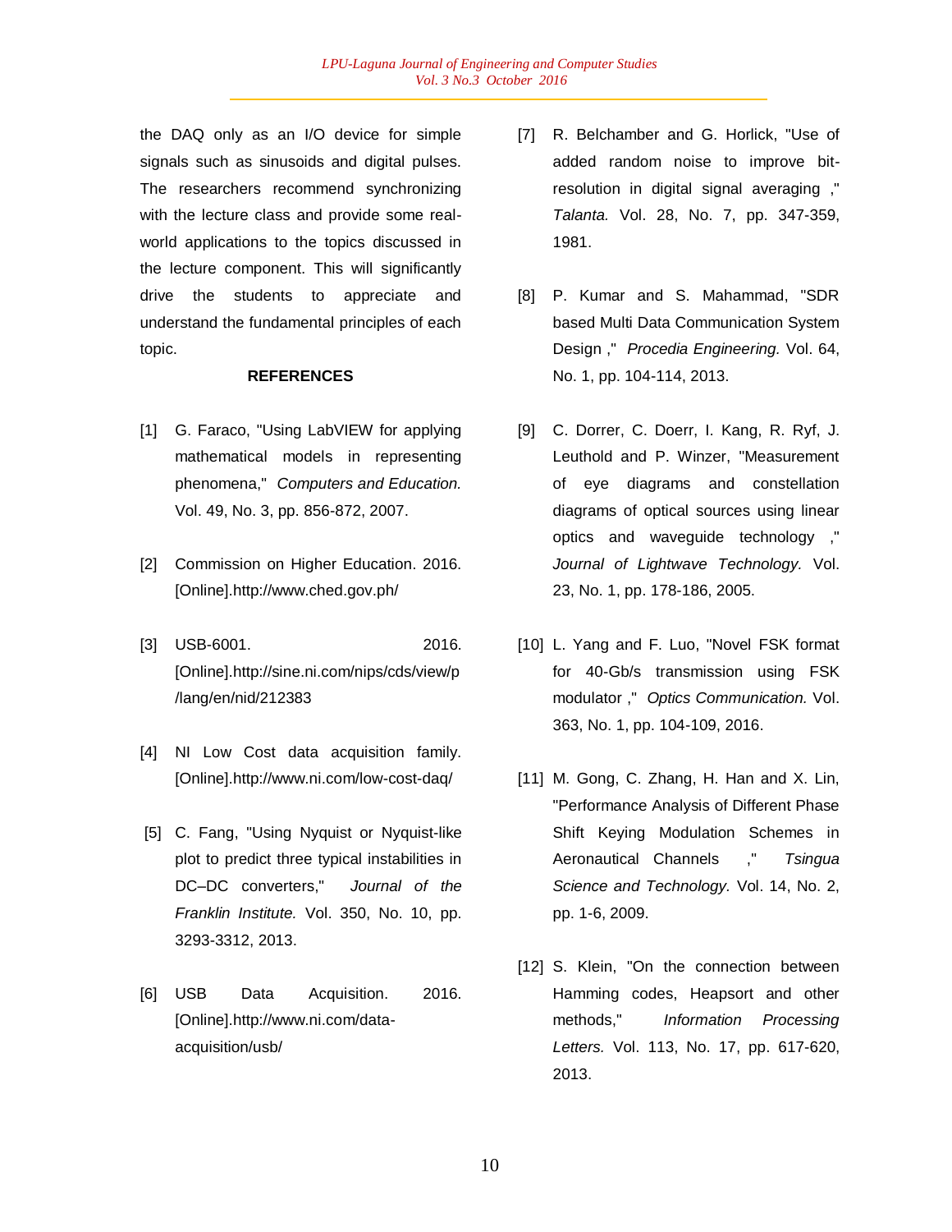the DAQ only as an I/O device for simple signals such as sinusoids and digital pulses. The researchers recommend synchronizing with the lecture class and provide some real-world applications to the topics discussed in the lecture component. This will significantly drive the students to appreciate and understand the fundamental principles of each topic.

## REFERENCES

[1] G. Faraco, "Using LabVIEW for applying mathematical models in representing phenomena," *Computers and Education.* Vol. 49, No. 3, pp. 856-872, 2007.

[2] Commission on Higher Education. 2016. [Online].http://www.ched.gov.ph/

[3] USB-6001. 2016. [Online].http://sine.ni.com/nips/cds/view/p/lang/en/nid/212383

[4] NI Low Cost data acquisition family. [Online].http://www.ni.com/low-cost-daq/

[5] C. Fang, "Using Nyquist or Nyquist-like plot to predict three typical instabilities in DC–DC converters," *Journal of the Franklin Institute.* Vol. 350, No. 10, pp. 3293-3312, 2013.

[6] USB Data Acquisition. 2016. [Online].http://www.ni.com/data-acquisition/usb/

[7] R. Belchamber and G. Horlick, "Use of added random noise to improve bit-resolution in digital signal averaging ," *Talanta.* Vol. 28, No. 7, pp. 347-359, 1981.

[8] P. Kumar and S. Mahammad, "SDR based Multi Data Communication System Design ," *Procedia Engineering.* Vol. 64, No. 1, pp. 104-114, 2013.

[9] C. Dorrer, C. Doerr, I. Kang, R. Ryf, J. Leuthold and P. Winzer, "Measurement of eye diagrams and constellation diagrams of optical sources using linear optics and waveguide technology ," *Journal of Lightwave Technology.* Vol. 23, No. 1, pp. 178-186, 2005.

[10] L. Yang and F. Luo, "Novel FSK format for 40-Gb/s transmission using FSK modulator ," *Optics Communication.* Vol. 363, No. 1, pp. 104-109, 2016.

[11] M. Gong, C. Zhang, H. Han and X. Lin, "Performance Analysis of Different Phase Shift Keying Modulation Schemes in Aeronautical Channels ," *Tsingua Science and Technology.* Vol. 14, No. 2, pp. 1-6, 2009.

[12] S. Klein, "On the connection between Hamming codes, Heapsort and other methods," *Information Processing Letters.* Vol. 113, No. 17, pp. 617-620, 2013.